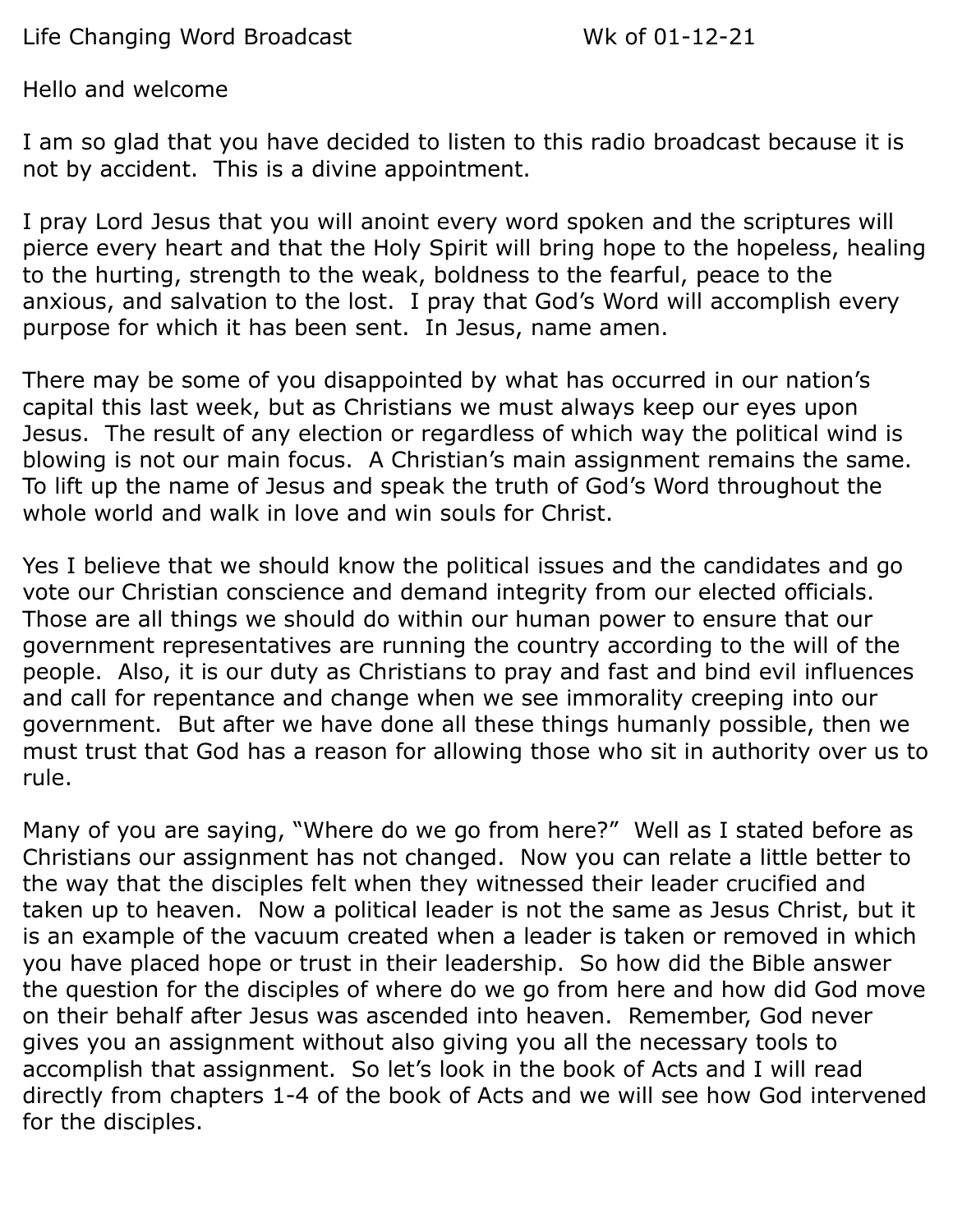Life Changing Word Broadcast Wk of 01-12-21

Hello and welcome

I am so glad that you have decided to listen to this radio broadcast because it is not by accident. This is a divine appointment.

I pray Lord Jesus that you will anoint every word spoken and the scriptures will pierce every heart and that the Holy Spirit will bring hope to the hopeless, healing to the hurting, strength to the weak, boldness to the fearful, peace to the anxious, and salvation to the lost. I pray that God's Word will accomplish every purpose for which it has been sent. In Jesus, name amen.

There may be some of you disappointed by what has occurred in our nation's capital this last week, but as Christians we must always keep our eyes upon Jesus. The result of any election or regardless of which way the political wind is blowing is not our main focus. A Christian's main assignment remains the same. To lift up the name of Jesus and speak the truth of God's Word throughout the whole world and walk in love and win souls for Christ.

Yes I believe that we should know the political issues and the candidates and go vote our Christian conscience and demand integrity from our elected officials. Those are all things we should do within our human power to ensure that our government representatives are running the country according to the will of the people. Also, it is our duty as Christians to pray and fast and bind evil influences and call for repentance and change when we see immorality creeping into our government. But after we have done all these things humanly possible, then we must trust that God has a reason for allowing those who sit in authority over us to rule.

Many of you are saying, "Where do we go from here?" Well as I stated before as Christians our assignment has not changed. Now you can relate a little better to the way that the disciples felt when they witnessed their leader crucified and taken up to heaven. Now a political leader is not the same as Jesus Christ, but it is an example of the vacuum created when a leader is taken or removed in which you have placed hope or trust in their leadership. So how did the Bible answer the question for the disciples of where do we go from here and how did God move on their behalf after Jesus was ascended into heaven. Remember, God never gives you an assignment without also giving you all the necessary tools to accomplish that assignment. So let's look in the book of Acts and I will read directly from chapters 1-4 of the book of Acts and we will see how God intervened for the disciples.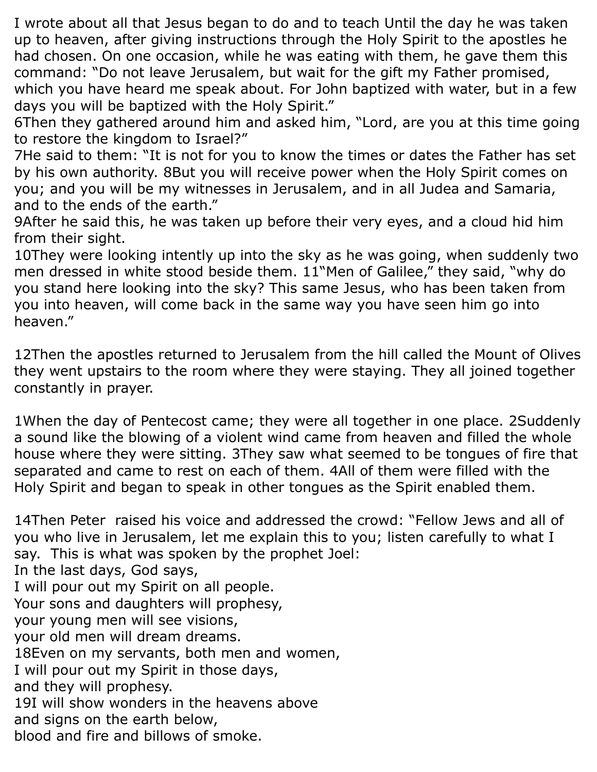I wrote about all that Jesus began to do and to teach Until the day he was taken up to heaven, after giving instructions through the Holy Spirit to the apostles he had chosen. On one occasion, while he was eating with them, he gave them this command: "Do not leave Jerusalem, but wait for the gift my Father promised, which you have heard me speak about. For John baptized with water, but in a few days you will be baptized with the Holy Spirit."
6Then they gathered around him and asked him, "Lord, are you at this time going to restore the kingdom to Israel?"
7He said to them: "It is not for you to know the times or dates the Father has set by his own authority. 8But you will receive power when the Holy Spirit comes on you; and you will be my witnesses in Jerusalem, and in all Judea and Samaria, and to the ends of the earth."
9After he said this, he was taken up before their very eyes, and a cloud hid him from their sight.
10They were looking intently up into the sky as he was going, when suddenly two men dressed in white stood beside them. 11"Men of Galilee," they said, "why do you stand here looking into the sky? This same Jesus, who has been taken from you into heaven, will come back in the same way you have seen him go into heaven."

12Then the apostles returned to Jerusalem from the hill called the Mount of Olives they went upstairs to the room where they were staying. They all joined together constantly in prayer.

1When the day of Pentecost came; they were all together in one place. 2Suddenly a sound like the blowing of a violent wind came from heaven and filled the whole house where they were sitting. 3They saw what seemed to be tongues of fire that separated and came to rest on each of them. 4All of them were filled with the Holy Spirit and began to speak in other tongues as the Spirit enabled them.

14Then Peter raised his voice and addressed the crowd: "Fellow Jews and all of you who live in Jerusalem, let me explain this to you; listen carefully to what I say. This is what was spoken by the prophet Joel:
In the last days, God says,
I will pour out my Spirit on all people.
Your sons and daughters will prophesy,
your young men will see visions,
your old men will dream dreams.
18Even on my servants, both men and women,
I will pour out my Spirit in those days,
and they will prophesy.
19I will show wonders in the heavens above
and signs on the earth below,
blood and fire and billows of smoke.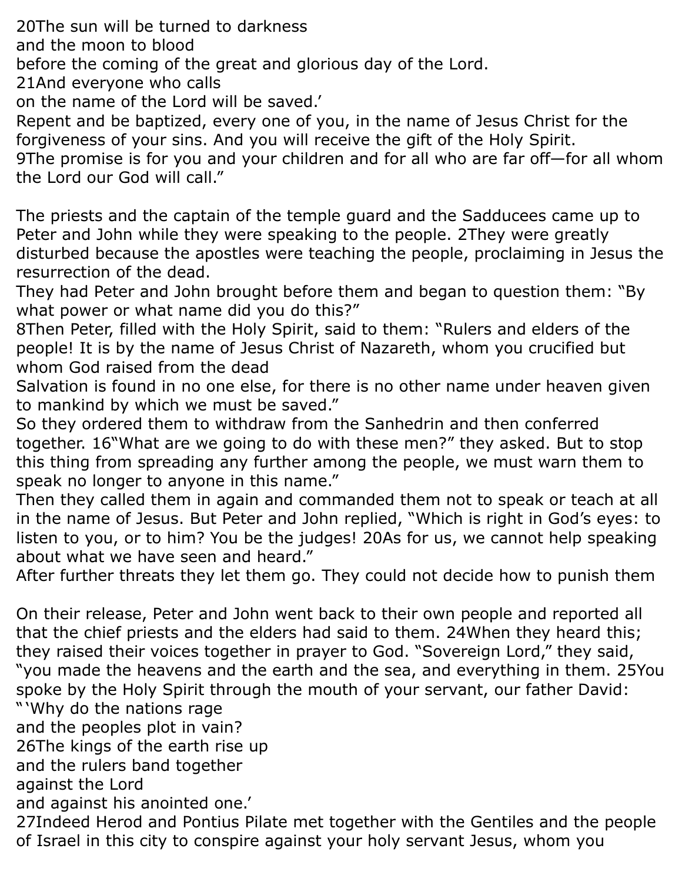20The sun will be turned to darkness
and the moon to blood
before the coming of the great and glorious day of the Lord.
21And everyone who calls
on the name of the Lord will be saved.'
Repent and be baptized, every one of you, in the name of Jesus Christ for the forgiveness of your sins. And you will receive the gift of the Holy Spirit.
9The promise is for you and your children and for all who are far off—for all whom the Lord our God will call."

The priests and the captain of the temple guard and the Sadducees came up to Peter and John while they were speaking to the people. 2They were greatly disturbed because the apostles were teaching the people, proclaiming in Jesus the resurrection of the dead.
They had Peter and John brought before them and began to question them: "By what power or what name did you do this?"
8Then Peter, filled with the Holy Spirit, said to them: "Rulers and elders of the people! It is by the name of Jesus Christ of Nazareth, whom you crucified but whom God raised from the dead
Salvation is found in no one else, for there is no other name under heaven given to mankind by which we must be saved."
So they ordered them to withdraw from the Sanhedrin and then conferred together. 16"What are we going to do with these men?" they asked. But to stop this thing from spreading any further among the people, we must warn them to speak no longer to anyone in this name."
Then they called them in again and commanded them not to speak or teach at all in the name of Jesus. But Peter and John replied, "Which is right in God's eyes: to listen to you, or to him? You be the judges! 20As for us, we cannot help speaking about what we have seen and heard."
After further threats they let them go. They could not decide how to punish them

On their release, Peter and John went back to their own people and reported all that the chief priests and the elders had said to them. 24When they heard this; they raised their voices together in prayer to God. "Sovereign Lord," they said, "you made the heavens and the earth and the sea, and everything in them. 25You spoke by the Holy Spirit through the mouth of your servant, our father David:
"'Why do the nations rage
and the peoples plot in vain?
26The kings of the earth rise up
and the rulers band together
against the Lord
and against his anointed one.'
27Indeed Herod and Pontius Pilate met together with the Gentiles and the people of Israel in this city to conspire against your holy servant Jesus, whom you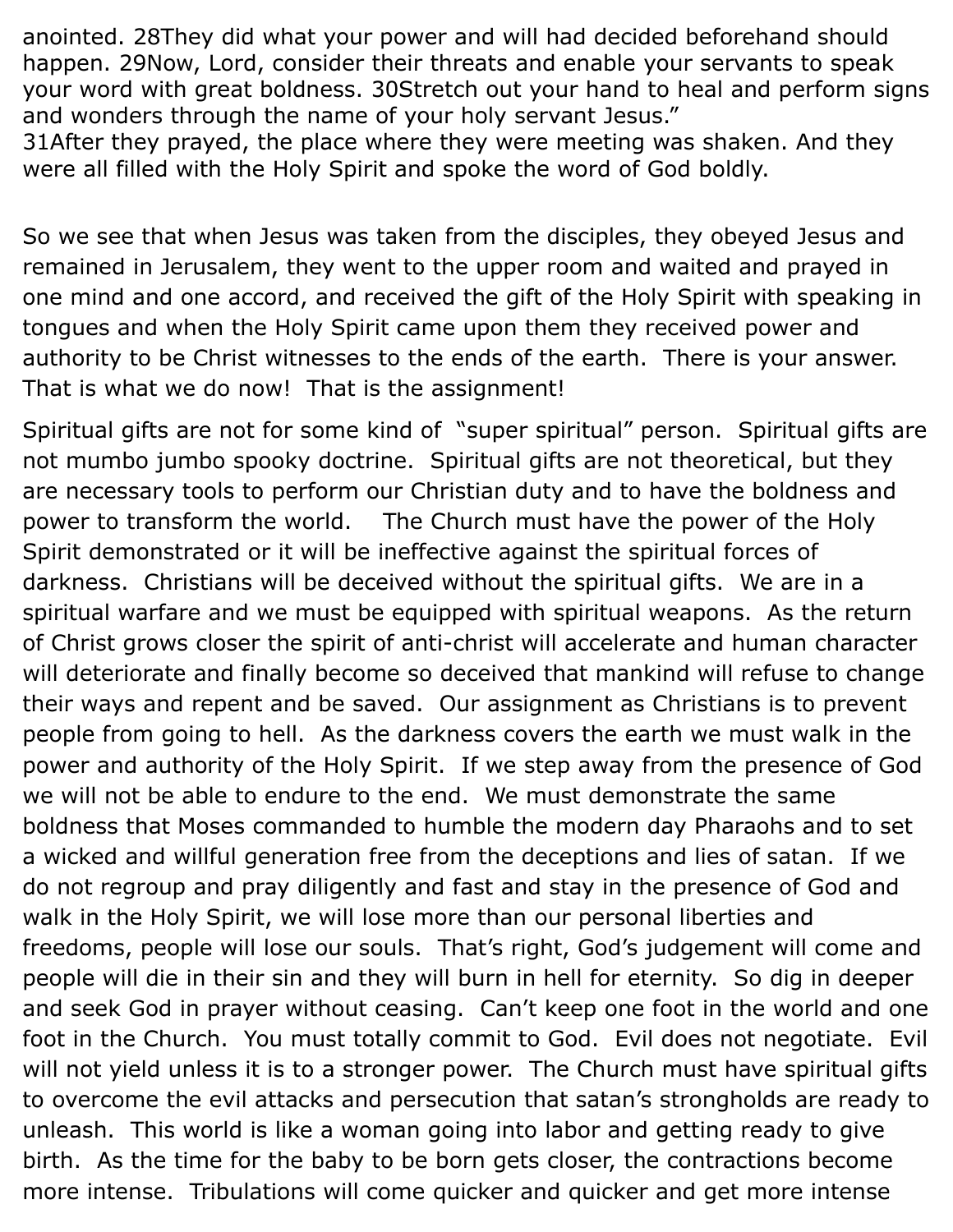anointed. 28They did what your power and will had decided beforehand should happen. 29Now, Lord, consider their threats and enable your servants to speak your word with great boldness. 30Stretch out your hand to heal and perform signs and wonders through the name of your holy servant Jesus."
31After they prayed, the place where they were meeting was shaken. And they were all filled with the Holy Spirit and spoke the word of God boldly.

So we see that when Jesus was taken from the disciples, they obeyed Jesus and remained in Jerusalem, they went to the upper room and waited and prayed in one mind and one accord, and received the gift of the Holy Spirit with speaking in tongues and when the Holy Spirit came upon them they received power and authority to be Christ witnesses to the ends of the earth. There is your answer. That is what we do now! That is the assignment!

Spiritual gifts are not for some kind of "super spiritual" person. Spiritual gifts are not mumbo jumbo spooky doctrine. Spiritual gifts are not theoretical, but they are necessary tools to perform our Christian duty and to have the boldness and power to transform the world. The Church must have the power of the Holy Spirit demonstrated or it will be ineffective against the spiritual forces of darkness. Christians will be deceived without the spiritual gifts. We are in a spiritual warfare and we must be equipped with spiritual weapons. As the return of Christ grows closer the spirit of anti-christ will accelerate and human character will deteriorate and finally become so deceived that mankind will refuse to change their ways and repent and be saved. Our assignment as Christians is to prevent people from going to hell. As the darkness covers the earth we must walk in the power and authority of the Holy Spirit. If we step away from the presence of God we will not be able to endure to the end. We must demonstrate the same boldness that Moses commanded to humble the modern day Pharaohs and to set a wicked and willful generation free from the deceptions and lies of satan. If we do not regroup and pray diligently and fast and stay in the presence of God and walk in the Holy Spirit, we will lose more than our personal liberties and freedoms, people will lose our souls. That's right, God's judgement will come and people will die in their sin and they will burn in hell for eternity. So dig in deeper and seek God in prayer without ceasing. Can't keep one foot in the world and one foot in the Church. You must totally commit to God. Evil does not negotiate. Evil will not yield unless it is to a stronger power. The Church must have spiritual gifts to overcome the evil attacks and persecution that satan's strongholds are ready to unleash. This world is like a woman going into labor and getting ready to give birth. As the time for the baby to be born gets closer, the contractions become more intense. Tribulations will come quicker and quicker and get more intense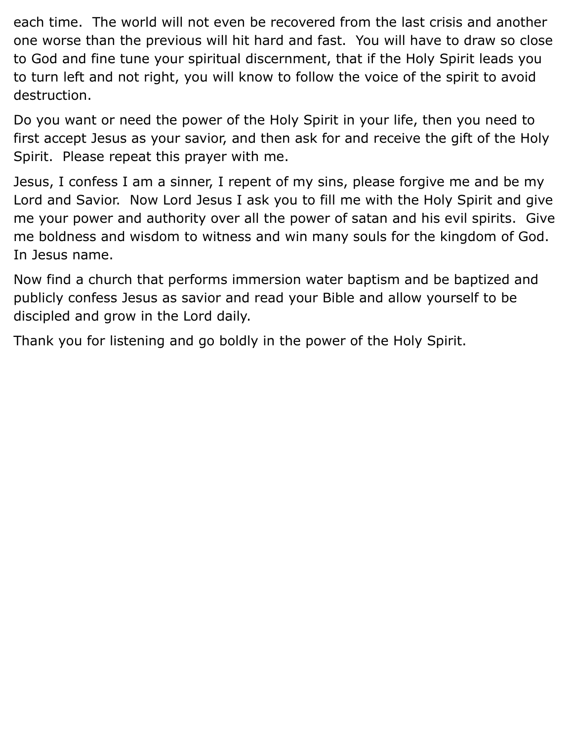each time.  The world will not even be recovered from the last crisis and another one worse than the previous will hit hard and fast.  You will have to draw so close to God and fine tune your spiritual discernment, that if the Holy Spirit leads you to turn left and not right, you will know to follow the voice of the spirit to avoid destruction.

Do you want or need the power of the Holy Spirit in your life, then you need to first accept Jesus as your savior, and then ask for and receive the gift of the Holy Spirit.  Please repeat this prayer with me.

Jesus, I confess I am a sinner, I repent of my sins, please forgive me and be my Lord and Savior.  Now Lord Jesus I ask you to fill me with the Holy Spirit and give me your power and authority over all the power of satan and his evil spirits.  Give me boldness and wisdom to witness and win many souls for the kingdom of God.  In Jesus name.

Now find a church that performs immersion water baptism and be baptized and publicly confess Jesus as savior and read your Bible and allow yourself to be discipled and grow in the Lord daily.

Thank you for listening and go boldly in the power of the Holy Spirit.